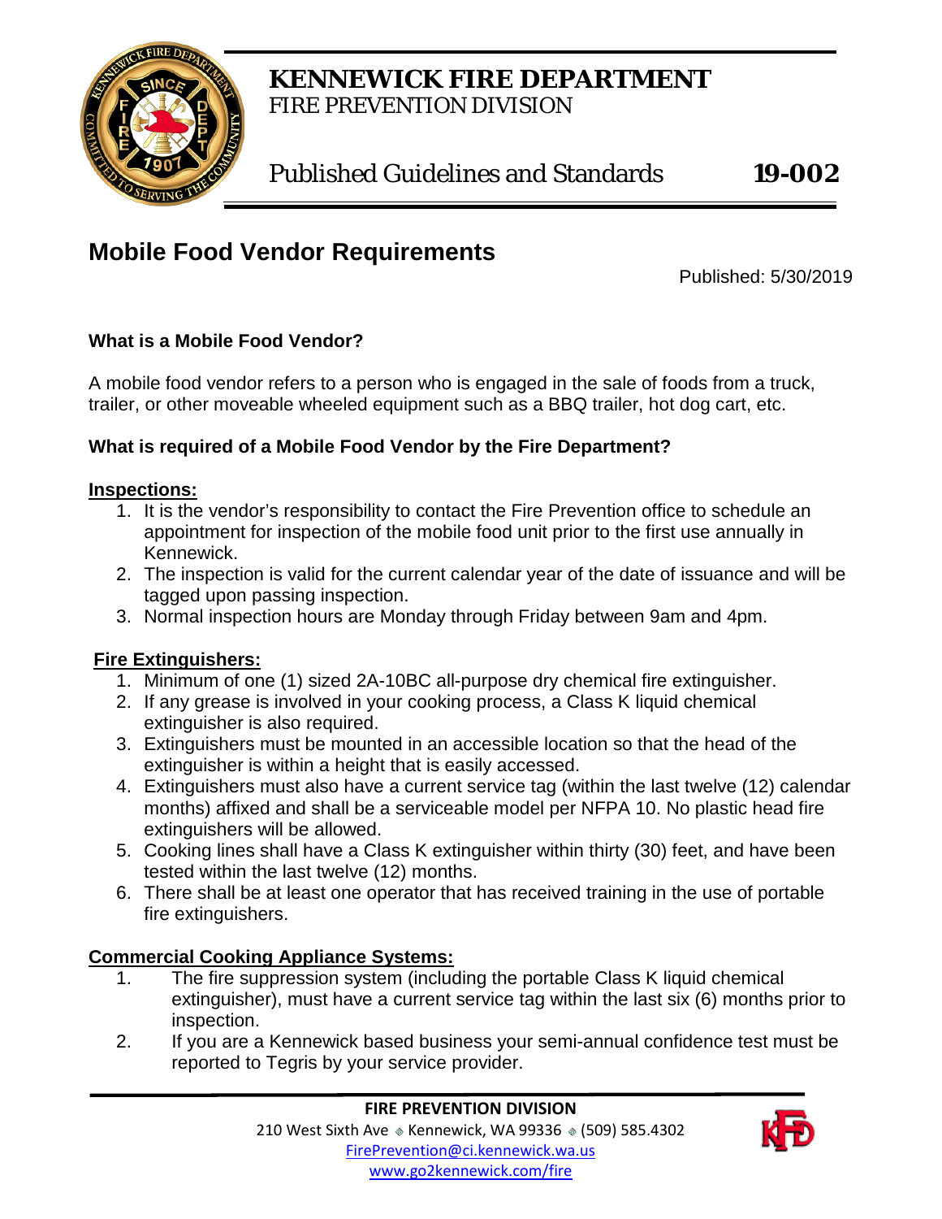# KENNEWICK FIRE DEPARTMENT

FIRE PREVENTION DIVISION

Published Guidelines and Standards **19-002**

## Mobile Food Vendor Requirements

Published: 5/30/2019

### What is a Mobile Food Vendor?

A mobile food vendor refers to a person who is engaged in the sale of foods from a truck, trailer, or other moveable wheeled equipment such as a BBQ trailer, hot dog cart, etc.

### What is required of a Mobile Food Vendor by the Fire Department?

**Inspections:**

1. It is the vendor's responsibility to contact the Fire Prevention office to schedule an appointment for inspection of the mobile food unit prior to the first use annually in Kennewick.
2. The inspection is valid for the current calendar year of the date of issuance and will be tagged upon passing inspection.
3. Normal inspection hours are Monday through Friday between 9am and 4pm.

**Fire Extinguishers:**

1. Minimum of one (1) sized 2A-10BC all-purpose dry chemical fire extinguisher.
2. If any grease is involved in your cooking process, a Class K liquid chemical extinguisher is also required.
3. Extinguishers must be mounted in an accessible location so that the head of the extinguisher is within a height that is easily accessed.
4. Extinguishers must also have a current service tag (within the last twelve (12) calendar months) affixed and shall be a serviceable model per NFPA 10. No plastic head fire extinguishers will be allowed.
5. Cooking lines shall have a Class K extinguisher within thirty (30) feet, and have been tested within the last twelve (12) months.
6. There shall be at least one operator that has received training in the use of portable fire extinguishers.

**Commercial Cooking Appliance Systems:**

1. The fire suppression system (including the portable Class K liquid chemical extinguisher), must have a current service tag within the last six (6) months prior to inspection.
2. If you are a Kennewick based business your semi-annual confidence test must be reported to Tegris by your service provider.

**FIRE PREVENTION DIVISION**

210 West Sixth Ave ◈ Kennewick, WA 99336 ◈ (509) 585.4302

FirePrevention@ci.kennewick.wa.us

www.go2kennewick.com/fire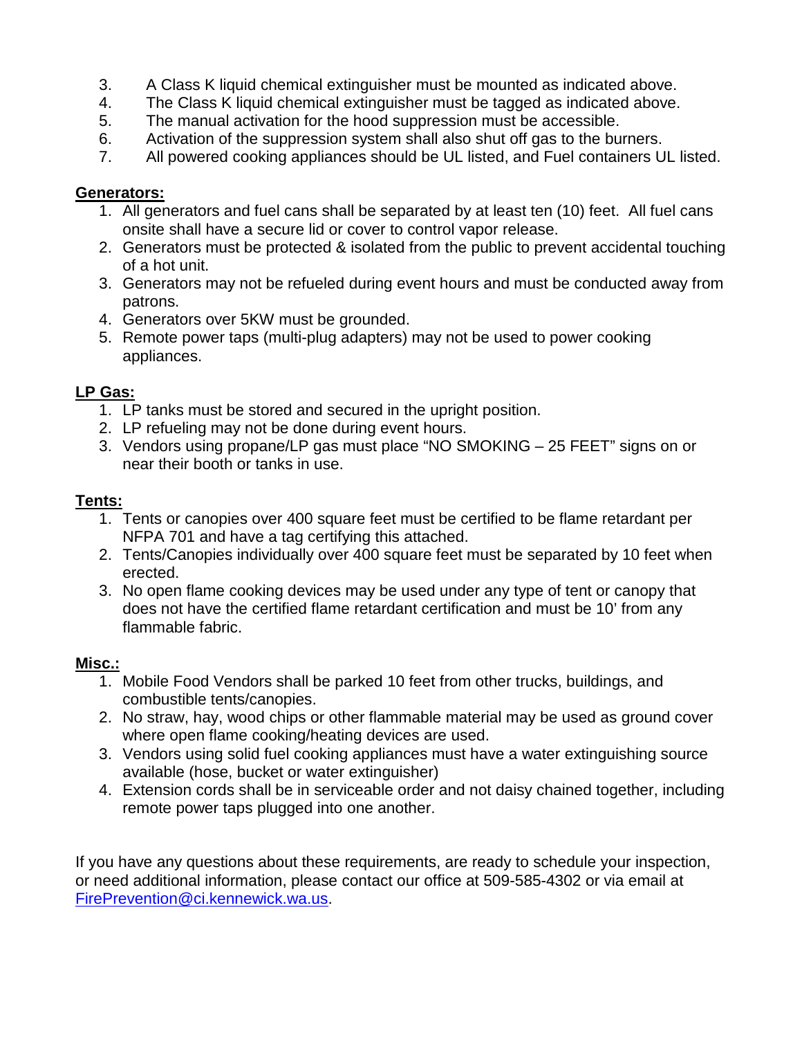3. A Class K liquid chemical extinguisher must be mounted as indicated above.
4. The Class K liquid chemical extinguisher must be tagged as indicated above.
5. The manual activation for the hood suppression must be accessible.
6. Activation of the suppression system shall also shut off gas to the burners.
7. All powered cooking appliances should be UL listed, and Fuel containers UL listed.

**Generators:**

1. All generators and fuel cans shall be separated by at least ten (10) feet. All fuel cans onsite shall have a secure lid or cover to control vapor release.
2. Generators must be protected & isolated from the public to prevent accidental touching of a hot unit.
3. Generators may not be refueled during event hours and must be conducted away from patrons.
4. Generators over 5KW must be grounded.
5. Remote power taps (multi-plug adapters) may not be used to power cooking appliances.

**LP Gas:**

1. LP tanks must be stored and secured in the upright position.
2. LP refueling may not be done during event hours.
3. Vendors using propane/LP gas must place "NO SMOKING – 25 FEET" signs on or near their booth or tanks in use.

**Tents:**

1. Tents or canopies over 400 square feet must be certified to be flame retardant per NFPA 701 and have a tag certifying this attached.
2. Tents/Canopies individually over 400 square feet must be separated by 10 feet when erected.
3. No open flame cooking devices may be used under any type of tent or canopy that does not have the certified flame retardant certification and must be 10' from any flammable fabric.

**Misc.:**

1. Mobile Food Vendors shall be parked 10 feet from other trucks, buildings, and combustible tents/canopies.
2. No straw, hay, wood chips or other flammable material may be used as ground cover where open flame cooking/heating devices are used.
3. Vendors using solid fuel cooking appliances must have a water extinguishing source available (hose, bucket or water extinguisher)
4. Extension cords shall be in serviceable order and not daisy chained together, including remote power taps plugged into one another.

If you have any questions about these requirements, are ready to schedule your inspection, or need additional information, please contact our office at 509-585-4302 or via email at FirePrevention@ci.kennewick.wa.us.